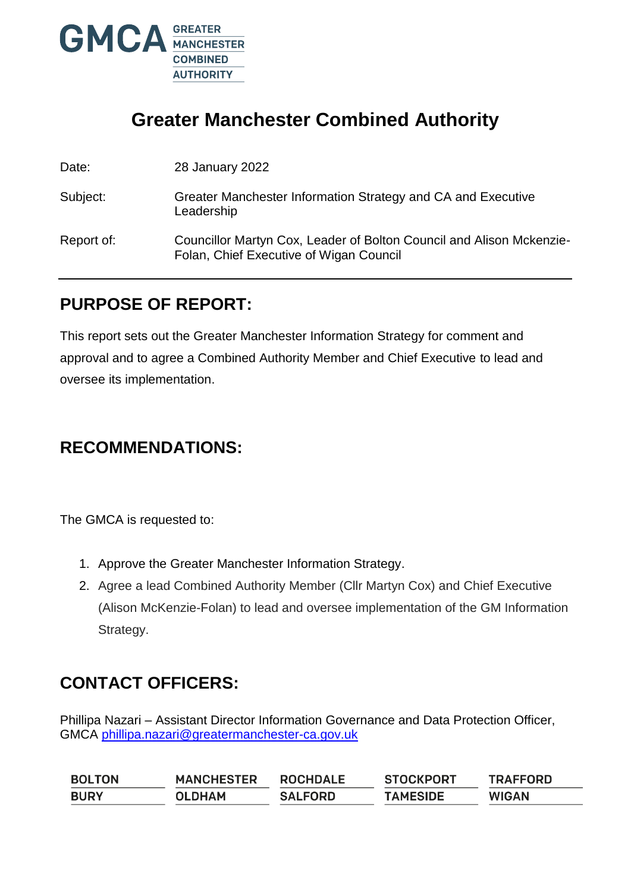GMCA GREATER MANCHESTER COMBINED AUTHORITY

# Greater Manchester Combined Authority

| | |
|---|---|
| Date: | 28 January 2022 |
| Subject: | Greater Manchester Information Strategy and CA and Executive Leadership |
| Report of: | Councillor Martyn Cox, Leader of Bolton Council and Alison Mckenzie-Folan, Chief Executive of Wigan Council |

## PURPOSE OF REPORT:

This report sets out the Greater Manchester Information Strategy for comment and approval and to agree a Combined Authority Member and Chief Executive to lead and oversee its implementation.

## RECOMMENDATIONS:

The GMCA is requested to:

1. Approve the Greater Manchester Information Strategy.
2. Agree a lead Combined Authority Member (Cllr Martyn Cox) and Chief Executive (Alison McKenzie-Folan) to lead and oversee implementation of the GM Information Strategy.

## CONTACT OFFICERS:

Phillipa Nazari – Assistant Director Information Governance and Data Protection Officer, GMCA phillipa.nazari@greatermanchester-ca.gov.uk

BOLTON MANCHESTER ROCHDALE STOCKPORT TRAFFORD
BURY OLDHAM SALFORD TAMESIDE WIGAN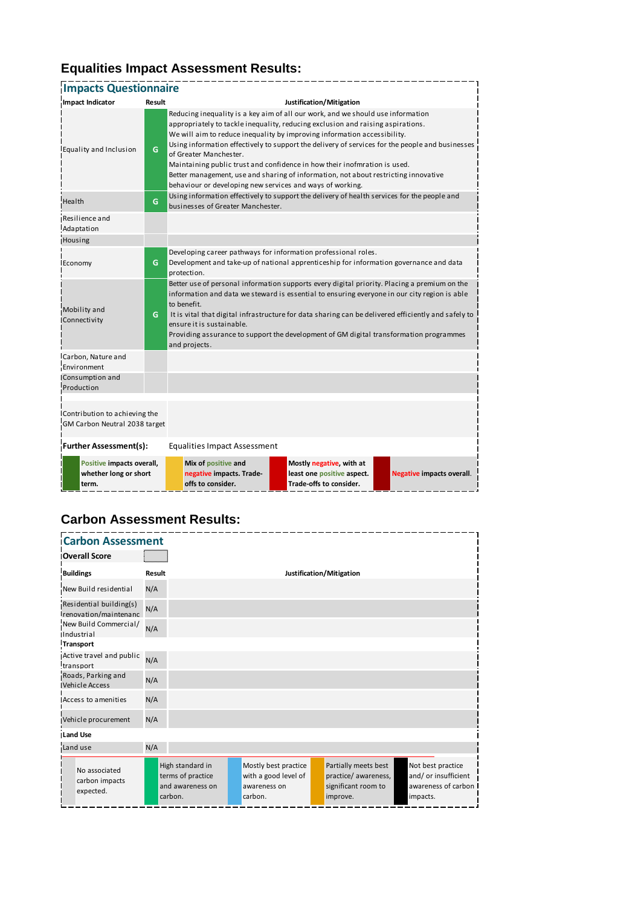## Equalities Impact Assessment Results:

### Impacts Questionnaire

| Impact Indicator | Result | Justification/Mitigation |
|---|---|---|
| Equality and Inclusion | G | Reducing inequality is a key aim of all our work, and we should use information appropriately to tackle inequality, reducing exclusion and raising aspirations. We will aim to reduce inequality by improving information accessibility. Using information effectively to support the delivery of services for the people and businesses of Greater Manchester. Maintaining public trust and confidence in how their inofmration is used. Better management, use and sharing of information, not about restricting innovative behaviour or developing new services and ways of working. |
| Health | G | Using information effectively to support the delivery of health services for the people and businesses of Greater Manchester. |
| Resilience and Adaptation | | |
| Housing | | |
| Economy | G | Developing career pathways for information professional roles. Development and take-up of national apprenticeship for information governance and data protection. |
| Mobility and Connectivity | G | Better use of personal information supports every digital priority. Placing a premium on the information and data we steward is essential to ensuring everyone in our city region is able to benefit. It is vital that digital infrastructure for data sharing can be delivered efficiently and safely to ensure it is sustainable. Providing assurance to support the development of GM digital transformation programmes and projects. |
| Carbon, Nature and Environment | | |
| Consumption and Production | | |
| Contribution to achieving the GM Carbon Neutral 2038 target | | |

**Further Assessment(s):** Equalities Impact Assessment

Key:
- **Positive impacts overall, whether long or short term.**
- **Mix of positive and negative impacts. Trade-offs to consider.**
- **Mostly negative, with at least one positive aspect. Trade-offs to consider.**
- **Negative impacts overall.**

## Carbon Assessment Results:

### Carbon Assessment

**Overall Score**

| Buildings | Result | Justification/Mitigation |
|---|---|---|
| New Build residential | N/A | |
| Residential building(s) renovation/maintenanc | N/A | |
| New Build Commercial/ Industrial | N/A | |
| **Transport** | | |
| Active travel and public transport | N/A | |
| Roads, Parking and Vehicle Access | N/A | |
| Access to amenities | N/A | |
| Vehicle procurement | N/A | |
| **Land Use** | | |
| Land use | N/A | |

Key:
- No associated carbon impacts expected.
- High standard in terms of practice and awareness on carbon.
- Mostly best practice with a good level of awareness on carbon.
- Partially meets best practice/ awareness, significant room to improve.
- Not best practice and/ or insufficient awareness of carbon impacts.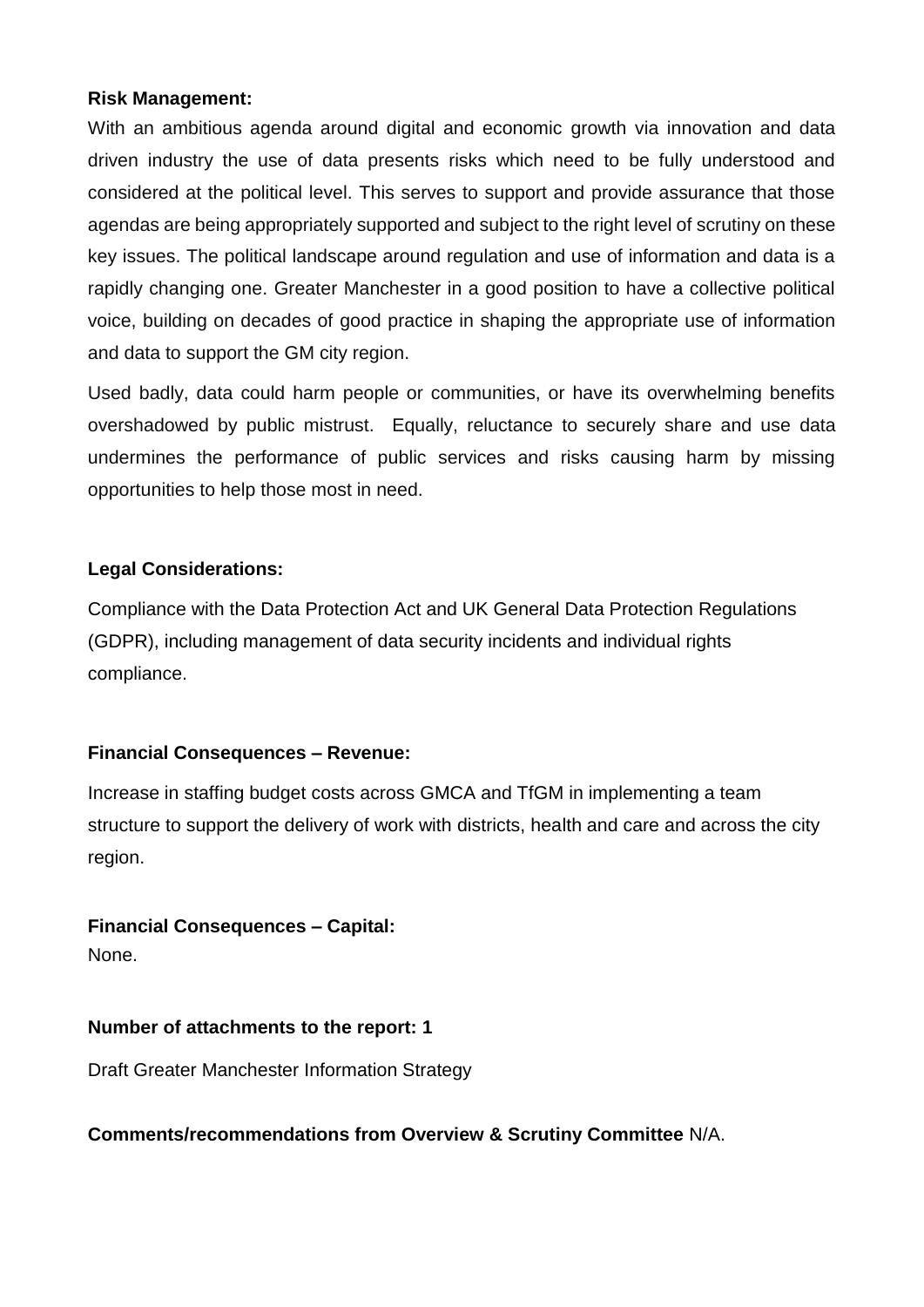**Risk Management:**

With an ambitious agenda around digital and economic growth via innovation and data driven industry the use of data presents risks which need to be fully understood and considered at the political level. This serves to support and provide assurance that those agendas are being appropriately supported and subject to the right level of scrutiny on these key issues. The political landscape around regulation and use of information and data is a rapidly changing one. Greater Manchester in a good position to have a collective political voice, building on decades of good practice in shaping the appropriate use of information and data to support the GM city region.

Used badly, data could harm people or communities, or have its overwhelming benefits overshadowed by public mistrust. Equally, reluctance to securely share and use data undermines the performance of public services and risks causing harm by missing opportunities to help those most in need.

**Legal Considerations:**

Compliance with the Data Protection Act and UK General Data Protection Regulations (GDPR), including management of data security incidents and individual rights compliance.

**Financial Consequences – Revenue:**

Increase in staffing budget costs across GMCA and TfGM in implementing a team structure to support the delivery of work with districts, health and care and across the city region.

**Financial Consequences – Capital:**

None.

**Number of attachments to the report: 1**

Draft Greater Manchester Information Strategy

**Comments/recommendations from Overview & Scrutiny Committee** N/A.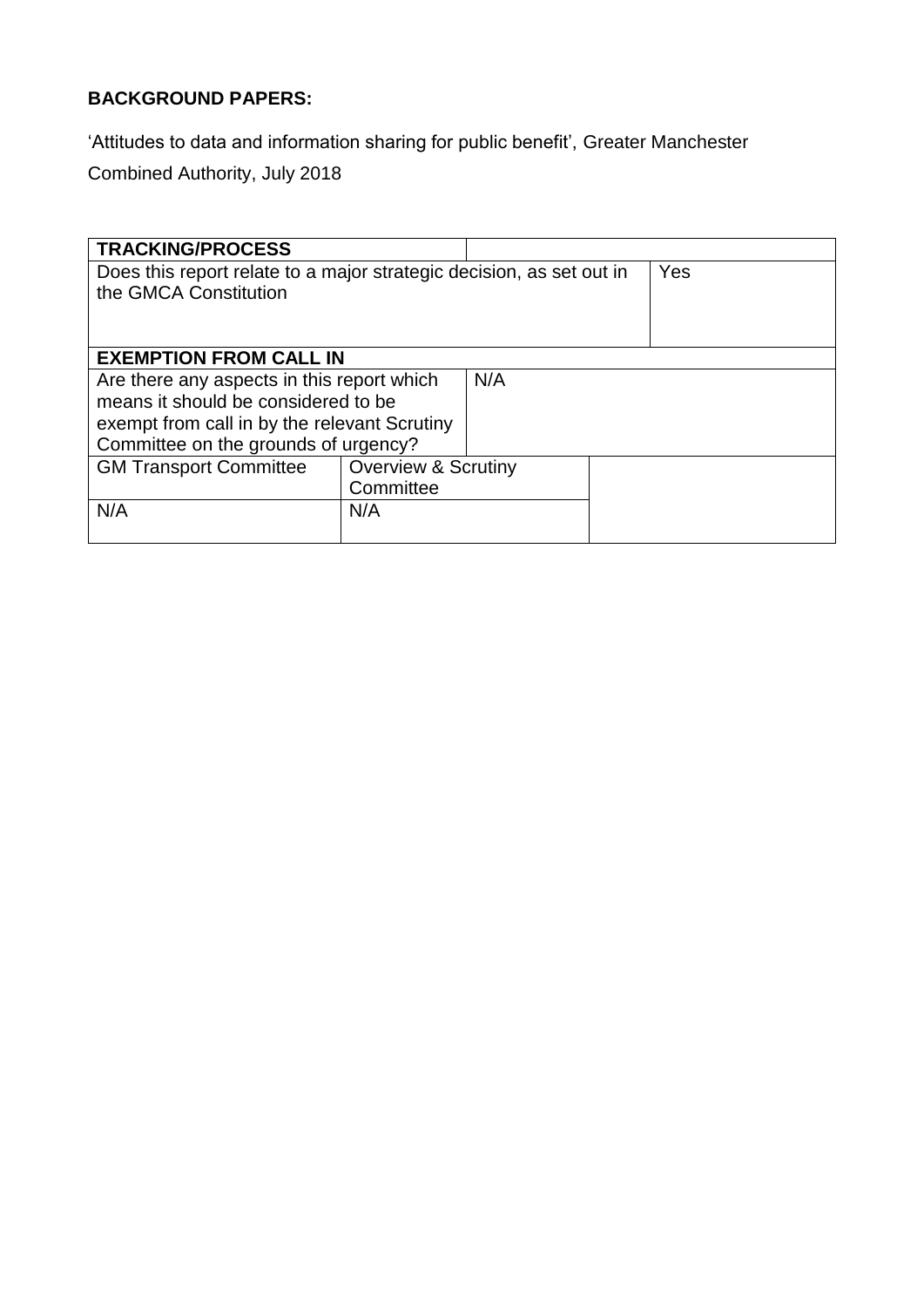**BACKGROUND PAPERS:**

'Attitudes to data and information sharing for public benefit', Greater Manchester Combined Authority, July 2018

| | | | |
|---|---|---|---|
| **TRACKING/PROCESS** | | | |
| Does this report relate to a major strategic decision, as set out in the GMCA Constitution | | | Yes |
| **EXEMPTION FROM CALL IN** | | | |
| Are there any aspects in this report which means it should be considered to be exempt from call in by the relevant Scrutiny Committee on the grounds of urgency? | | N/A | |
| GM Transport Committee | Overview & Scrutiny Committee | | |
| N/A | N/A | | |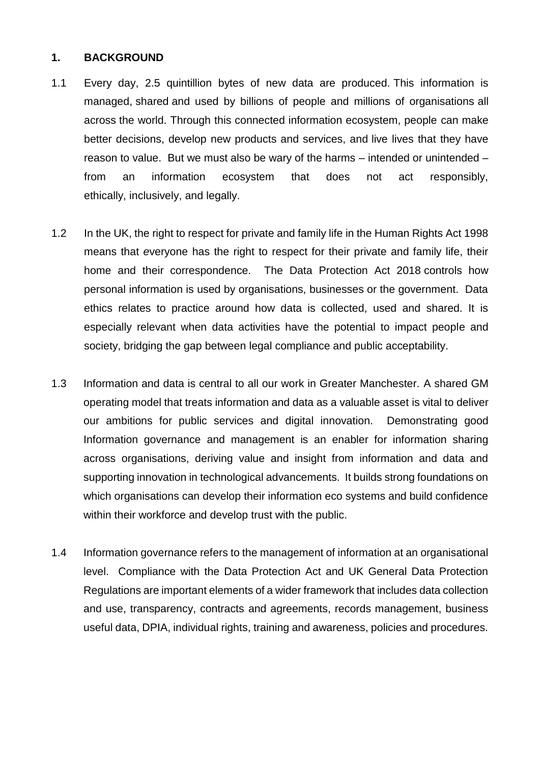## 1. BACKGROUND

1.1 Every day, 2.5 quintillion bytes of new data are produced. This information is managed, shared and used by billions of people and millions of organisations all across the world. Through this connected information ecosystem, people can make better decisions, develop new products and services, and live lives that they have reason to value. But we must also be wary of the harms – intended or unintended – from an information ecosystem that does not act responsibly, ethically, inclusively, and legally.

1.2 In the UK, the right to respect for private and family life in the Human Rights Act 1998 means that everyone has the right to respect for their private and family life, their home and their correspondence. The Data Protection Act 2018 controls how personal information is used by organisations, businesses or the government. Data ethics relates to practice around how data is collected, used and shared. It is especially relevant when data activities have the potential to impact people and society, bridging the gap between legal compliance and public acceptability.

1.3 Information and data is central to all our work in Greater Manchester. A shared GM operating model that treats information and data as a valuable asset is vital to deliver our ambitions for public services and digital innovation. Demonstrating good Information governance and management is an enabler for information sharing across organisations, deriving value and insight from information and data and supporting innovation in technological advancements. It builds strong foundations on which organisations can develop their information eco systems and build confidence within their workforce and develop trust with the public.

1.4 Information governance refers to the management of information at an organisational level. Compliance with the Data Protection Act and UK General Data Protection Regulations are important elements of a wider framework that includes data collection and use, transparency, contracts and agreements, records management, business useful data, DPIA, individual rights, training and awareness, policies and procedures.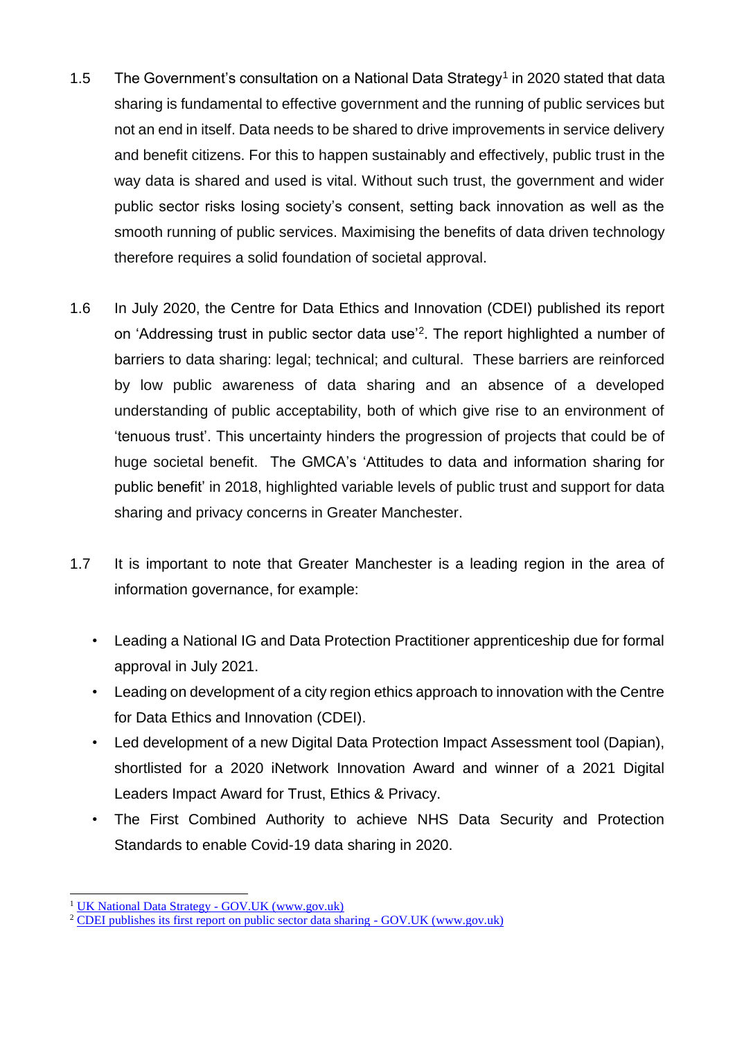1.5 The Government's consultation on a National Data Strategy[1] in 2020 stated that data sharing is fundamental to effective government and the running of public services but not an end in itself. Data needs to be shared to drive improvements in service delivery and benefit citizens. For this to happen sustainably and effectively, public trust in the way data is shared and used is vital. Without such trust, the government and wider public sector risks losing society's consent, setting back innovation as well as the smooth running of public services. Maximising the benefits of data driven technology therefore requires a solid foundation of societal approval.

1.6 In July 2020, the Centre for Data Ethics and Innovation (CDEI) published its report on 'Addressing trust in public sector data use'[2]. The report highlighted a number of barriers to data sharing: legal; technical; and cultural. These barriers are reinforced by low public awareness of data sharing and an absence of a developed understanding of public acceptability, both of which give rise to an environment of 'tenuous trust'. This uncertainty hinders the progression of projects that could be of huge societal benefit. The GMCA's 'Attitudes to data and information sharing for public benefit' in 2018, highlighted variable levels of public trust and support for data sharing and privacy concerns in Greater Manchester.

1.7 It is important to note that Greater Manchester is a leading region in the area of information governance, for example:

- Leading a National IG and Data Protection Practitioner apprenticeship due for formal approval in July 2021.
- Leading on development of a city region ethics approach to innovation with the Centre for Data Ethics and Innovation (CDEI).
- Led development of a new Digital Data Protection Impact Assessment tool (Dapian), shortlisted for a 2020 iNetwork Innovation Award and winner of a 2021 Digital Leaders Impact Award for Trust, Ethics & Privacy.
- The First Combined Authority to achieve NHS Data Security and Protection Standards to enable Covid-19 data sharing in 2020.

---

[1] UK National Data Strategy - GOV.UK (www.gov.uk)

[2] CDEI publishes its first report on public sector data sharing - GOV.UK (www.gov.uk)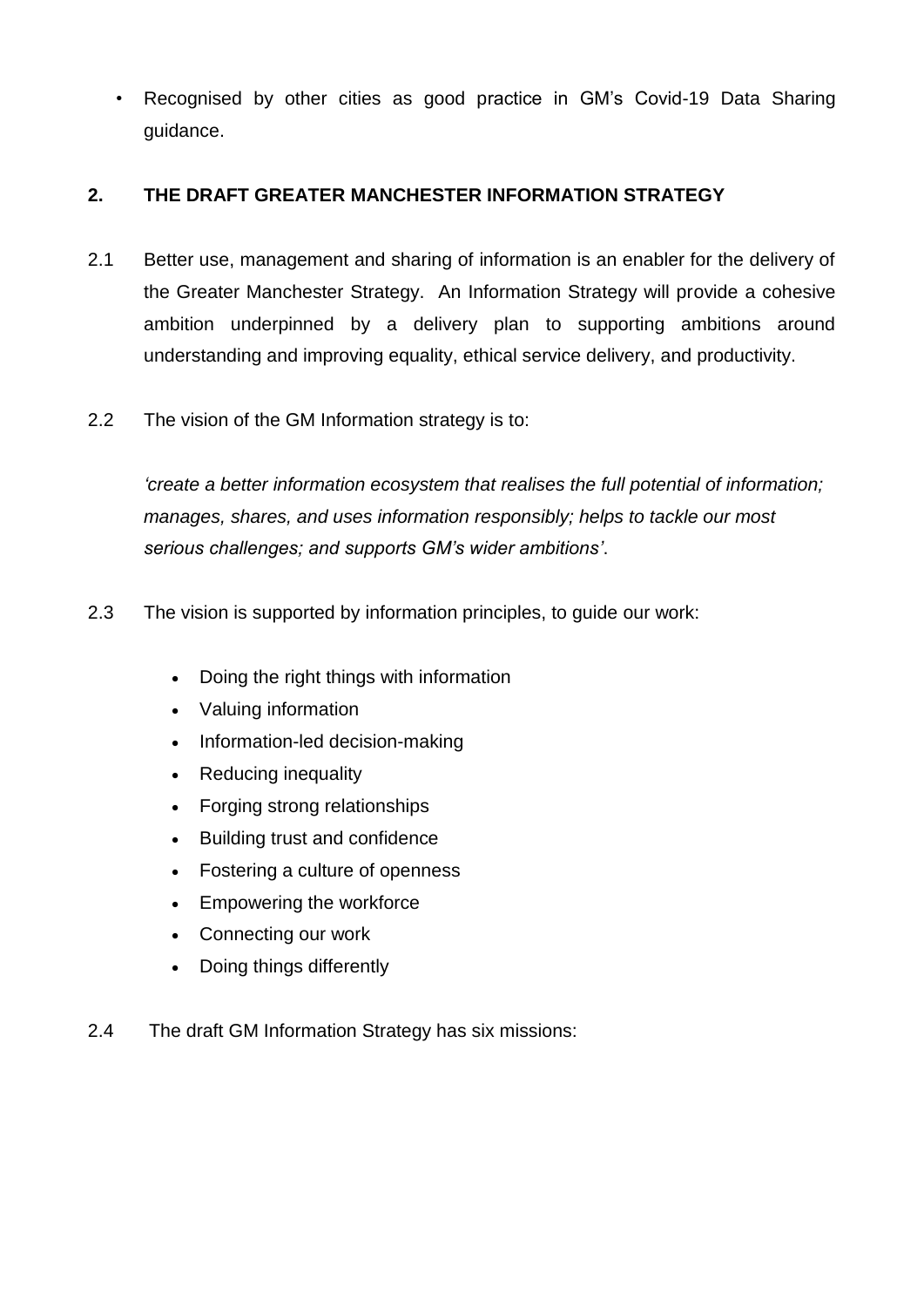- Recognised by other cities as good practice in GM's Covid-19 Data Sharing guidance.

## 2. THE DRAFT GREATER MANCHESTER INFORMATION STRATEGY

2.1 Better use, management and sharing of information is an enabler for the delivery of the Greater Manchester Strategy. An Information Strategy will provide a cohesive ambition underpinned by a delivery plan to supporting ambitions around understanding and improving equality, ethical service delivery, and productivity.

2.2 The vision of the GM Information strategy is to:

*'create a better information ecosystem that realises the full potential of information; manages, shares, and uses information responsibly; helps to tackle our most serious challenges; and supports GM's wider ambitions'*.

2.3 The vision is supported by information principles, to guide our work:

- Doing the right things with information
- Valuing information
- Information-led decision-making
- Reducing inequality
- Forging strong relationships
- Building trust and confidence
- Fostering a culture of openness
- Empowering the workforce
- Connecting our work
- Doing things differently

2.4 The draft GM Information Strategy has six missions: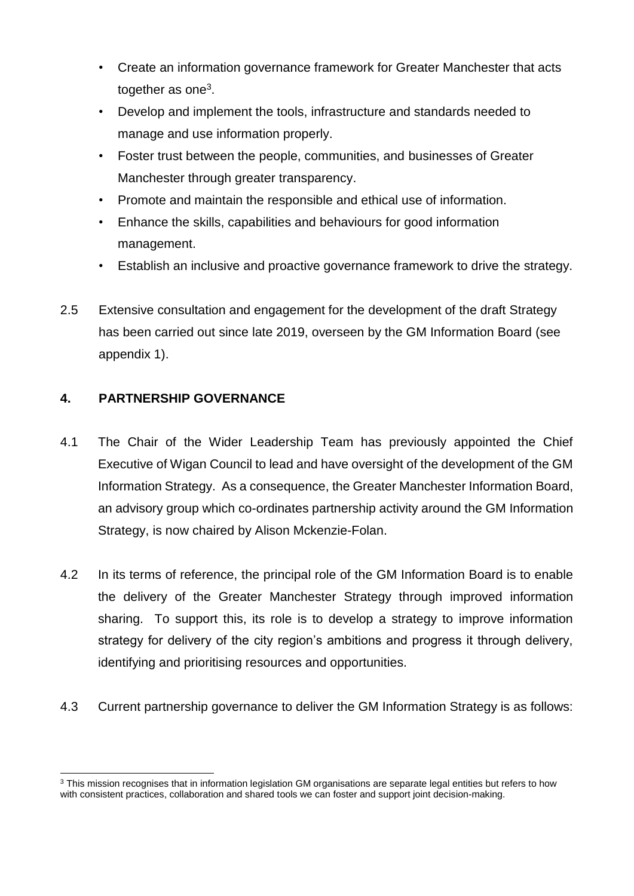- Create an information governance framework for Greater Manchester that acts together as one[3].
- Develop and implement the tools, infrastructure and standards needed to manage and use information properly.
- Foster trust between the people, communities, and businesses of Greater Manchester through greater transparency.
- Promote and maintain the responsible and ethical use of information.
- Enhance the skills, capabilities and behaviours for good information management.
- Establish an inclusive and proactive governance framework to drive the strategy.

2.5 Extensive consultation and engagement for the development of the draft Strategy has been carried out since late 2019, overseen by the GM Information Board (see appendix 1).

## 4. PARTNERSHIP GOVERNANCE

4.1 The Chair of the Wider Leadership Team has previously appointed the Chief Executive of Wigan Council to lead and have oversight of the development of the GM Information Strategy. As a consequence, the Greater Manchester Information Board, an advisory group which co-ordinates partnership activity around the GM Information Strategy, is now chaired by Alison Mckenzie-Folan.

4.2 In its terms of reference, the principal role of the GM Information Board is to enable the delivery of the Greater Manchester Strategy through improved information sharing. To support this, its role is to develop a strategy to improve information strategy for delivery of the city region's ambitions and progress it through delivery, identifying and prioritising resources and opportunities.

4.3 Current partnership governance to deliver the GM Information Strategy is as follows:

[3] This mission recognises that in information legislation GM organisations are separate legal entities but refers to how with consistent practices, collaboration and shared tools we can foster and support joint decision-making.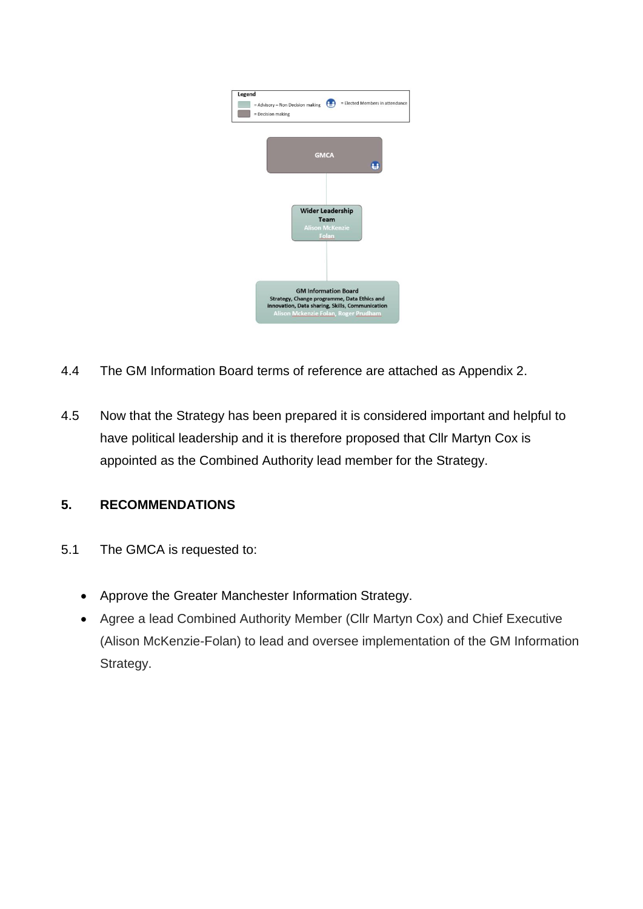Legend

= Advisory – Non Decision making

= Decision making

= Elected Members in attendance

GMCA

Wider Leadership Team
Alison McKenzie Folan

GM Information Board
Strategy, Change programme, Data Ethics and Innovation, Data sharing, Skills, Communication
Alison Mckenzie Folan, Roger Prudham

4.4 The GM Information Board terms of reference are attached as Appendix 2.

4.5 Now that the Strategy has been prepared it is considered important and helpful to have political leadership and it is therefore proposed that Cllr Martyn Cox is appointed as the Combined Authority lead member for the Strategy.

## 5. RECOMMENDATIONS

5.1 The GMCA is requested to:

- Approve the Greater Manchester Information Strategy.
- Agree a lead Combined Authority Member (Cllr Martyn Cox) and Chief Executive (Alison McKenzie-Folan) to lead and oversee implementation of the GM Information Strategy.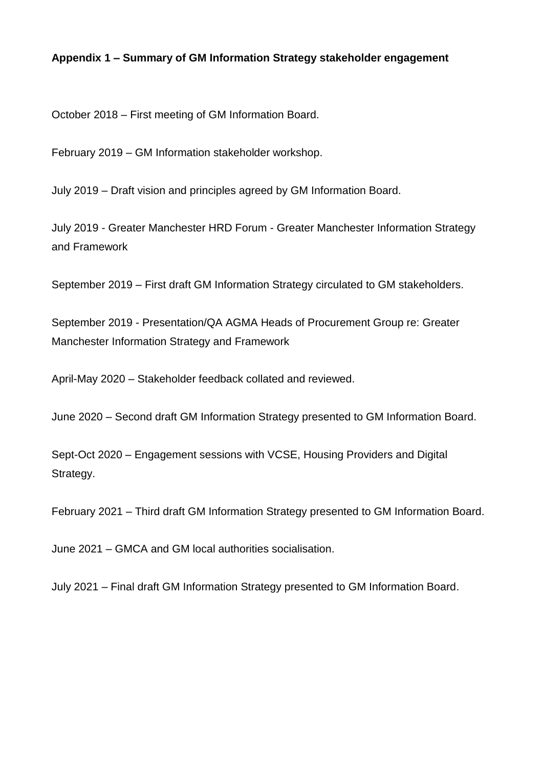**Appendix 1 – Summary of GM Information Strategy stakeholder engagement**

October 2018 – First meeting of GM Information Board.

February 2019 – GM Information stakeholder workshop.

July 2019 – Draft vision and principles agreed by GM Information Board.

July 2019 - Greater Manchester HRD Forum - Greater Manchester Information Strategy and Framework

September 2019 – First draft GM Information Strategy circulated to GM stakeholders.

September 2019 - Presentation/QA AGMA Heads of Procurement Group re: Greater Manchester Information Strategy and Framework

April-May 2020 – Stakeholder feedback collated and reviewed.

June 2020 – Second draft GM Information Strategy presented to GM Information Board.

Sept-Oct 2020 – Engagement sessions with VCSE, Housing Providers and Digital Strategy.

February 2021 – Third draft GM Information Strategy presented to GM Information Board.

June 2021 – GMCA and GM local authorities socialisation.

July 2021 – Final draft GM Information Strategy presented to GM Information Board.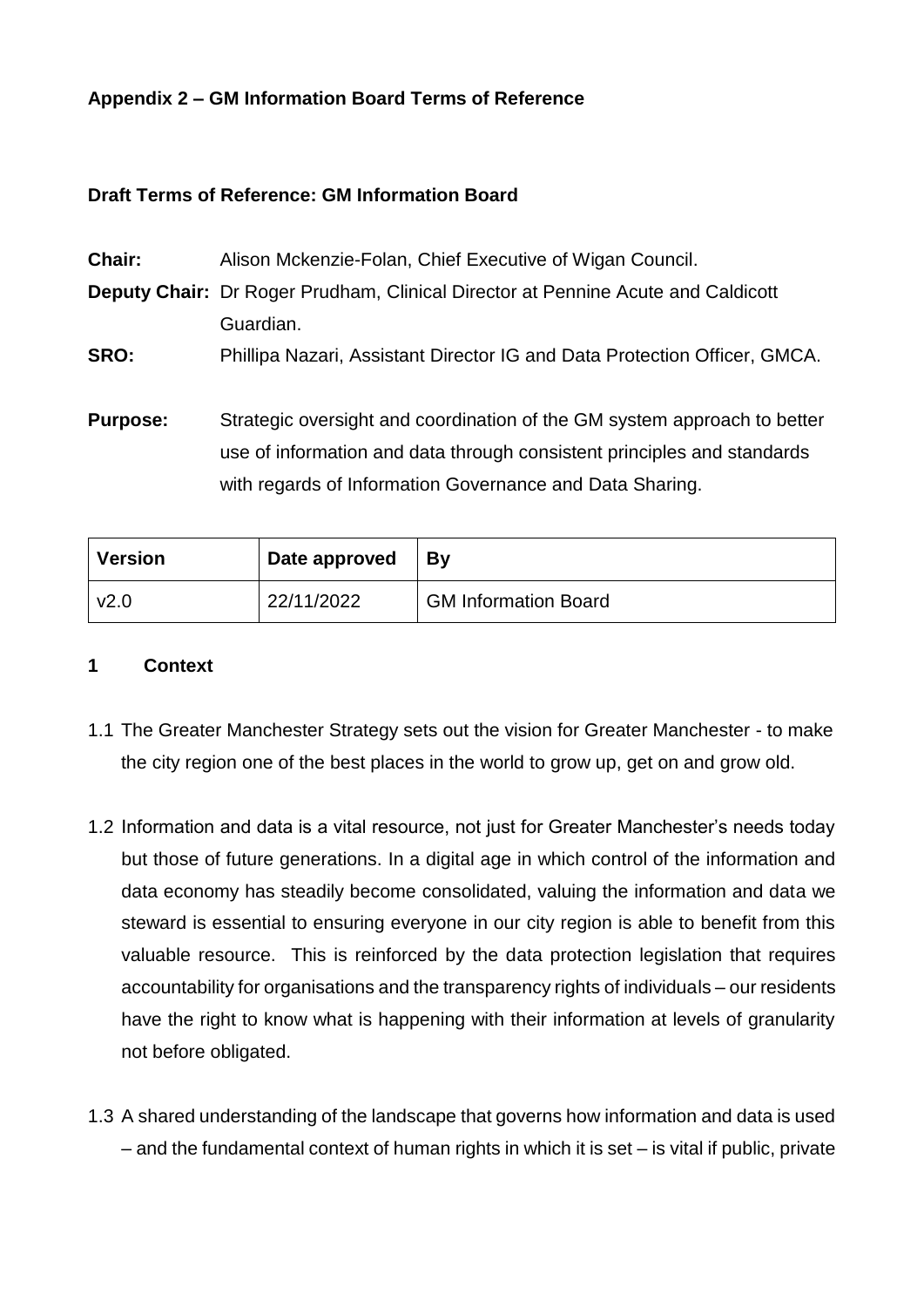**Appendix 2 – GM Information Board Terms of Reference**

**Draft Terms of Reference: GM Information Board**

**Chair:** Alison Mckenzie-Folan, Chief Executive of Wigan Council.

**Deputy Chair:** Dr Roger Prudham, Clinical Director at Pennine Acute and Caldicott Guardian.

**SRO:** Phillipa Nazari, Assistant Director IG and Data Protection Officer, GMCA.

**Purpose:** Strategic oversight and coordination of the GM system approach to better use of information and data through consistent principles and standards with regards of Information Governance and Data Sharing.

| Version | Date approved | By |
|---|---|---|
| v2.0 | 22/11/2022 | GM Information Board |

**1 Context**

1.1 The Greater Manchester Strategy sets out the vision for Greater Manchester - to make the city region one of the best places in the world to grow up, get on and grow old.

1.2 Information and data is a vital resource, not just for Greater Manchester's needs today but those of future generations. In a digital age in which control of the information and data economy has steadily become consolidated, valuing the information and data we steward is essential to ensuring everyone in our city region is able to benefit from this valuable resource. This is reinforced by the data protection legislation that requires accountability for organisations and the transparency rights of individuals – our residents have the right to know what is happening with their information at levels of granularity not before obligated.

1.3 A shared understanding of the landscape that governs how information and data is used – and the fundamental context of human rights in which it is set – is vital if public, private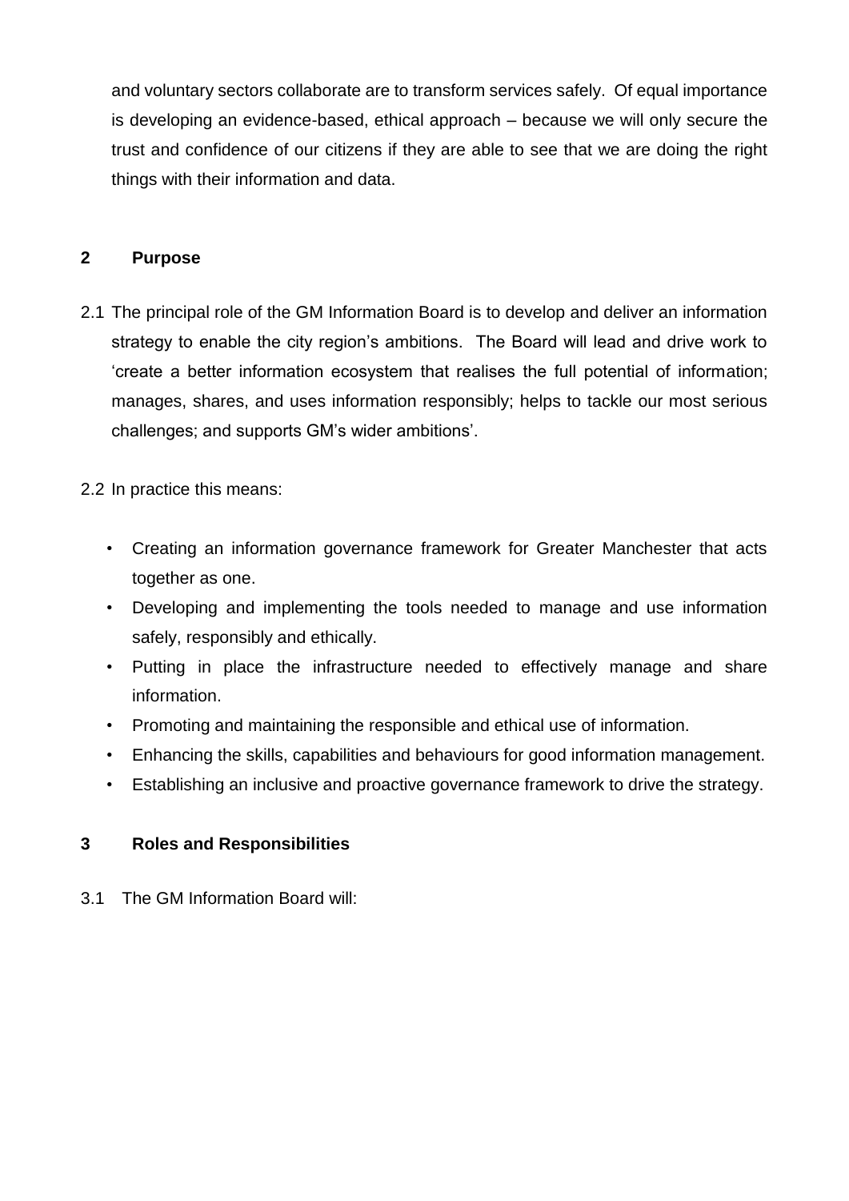and voluntary sectors collaborate are to transform services safely. Of equal importance is developing an evidence-based, ethical approach – because we will only secure the trust and confidence of our citizens if they are able to see that we are doing the right things with their information and data.

## 2 Purpose

2.1 The principal role of the GM Information Board is to develop and deliver an information strategy to enable the city region's ambitions. The Board will lead and drive work to 'create a better information ecosystem that realises the full potential of information; manages, shares, and uses information responsibly; helps to tackle our most serious challenges; and supports GM's wider ambitions'.

2.2 In practice this means:

- Creating an information governance framework for Greater Manchester that acts together as one.
- Developing and implementing the tools needed to manage and use information safely, responsibly and ethically.
- Putting in place the infrastructure needed to effectively manage and share information.
- Promoting and maintaining the responsible and ethical use of information.
- Enhancing the skills, capabilities and behaviours for good information management.
- Establishing an inclusive and proactive governance framework to drive the strategy.

## 3 Roles and Responsibilities

3.1 The GM Information Board will: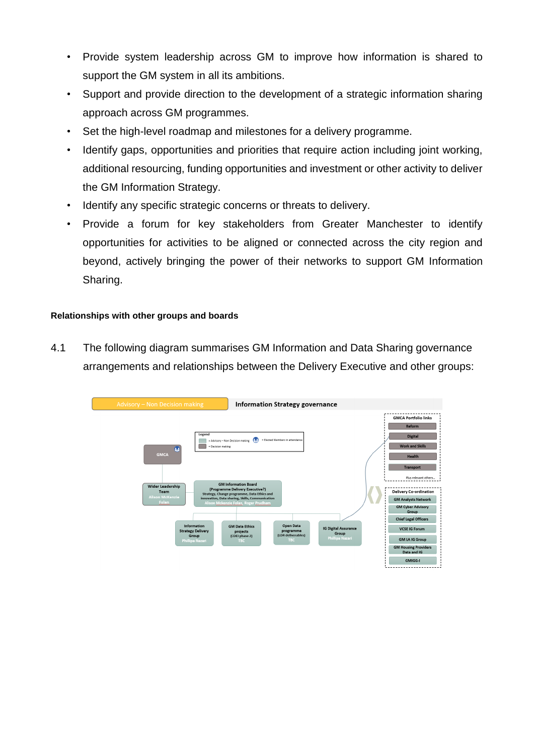- Provide system leadership across GM to improve how information is shared to support the GM system in all its ambitions.
- Support and provide direction to the development of a strategic information sharing approach across GM programmes.
- Set the high-level roadmap and milestones for a delivery programme.
- Identify gaps, opportunities and priorities that require action including joint working, additional resourcing, funding opportunities and investment or other activity to deliver the GM Information Strategy.
- Identify any specific strategic concerns or threats to delivery.
- Provide a forum for key stakeholders from Greater Manchester to identify opportunities for activities to be aligned or connected across the city region and beyond, actively bringing the power of their networks to support GM Information Sharing.

**Relationships with other groups and boards**

4.1 The following diagram summarises GM Information and Data Sharing governance arrangements and relationships between the Delivery Executive and other groups:

Advisory – Non Decision making

Information Strategy governance

Legend
= Advisory – Non Decision making
= Decision making
= Elected Members in attendance

GMCA

Wider Leadership Team
Alison McKenzie Folan

GM Information Board
(Programme Delivery Executive?)
Strategy, Change programme, Data Ethics and innovation, Data sharing, Skills, Communication
Alison Mckenzie Folan, Roger Prudham

Information Strategy Delivery Group
Phillipa Nazari

GM Data Ethics projects
(CDEI phase 2)
TBC

Open Data programme
(LDR deliverables)
TBC

IG Digital Assurance Group
Phillipa Nazari

GMCA Portfolio links
Reform
Digital
Work and Skills
Health
Transport
Plus relevant others…

Delivery Co-ordination
GM Analysts Network
GM Cyber Advisory Group
Chief Legal Officers
VCSE IG Forum
GM LA IG Group
GM Housing Providers Data and IG
GMIGG-I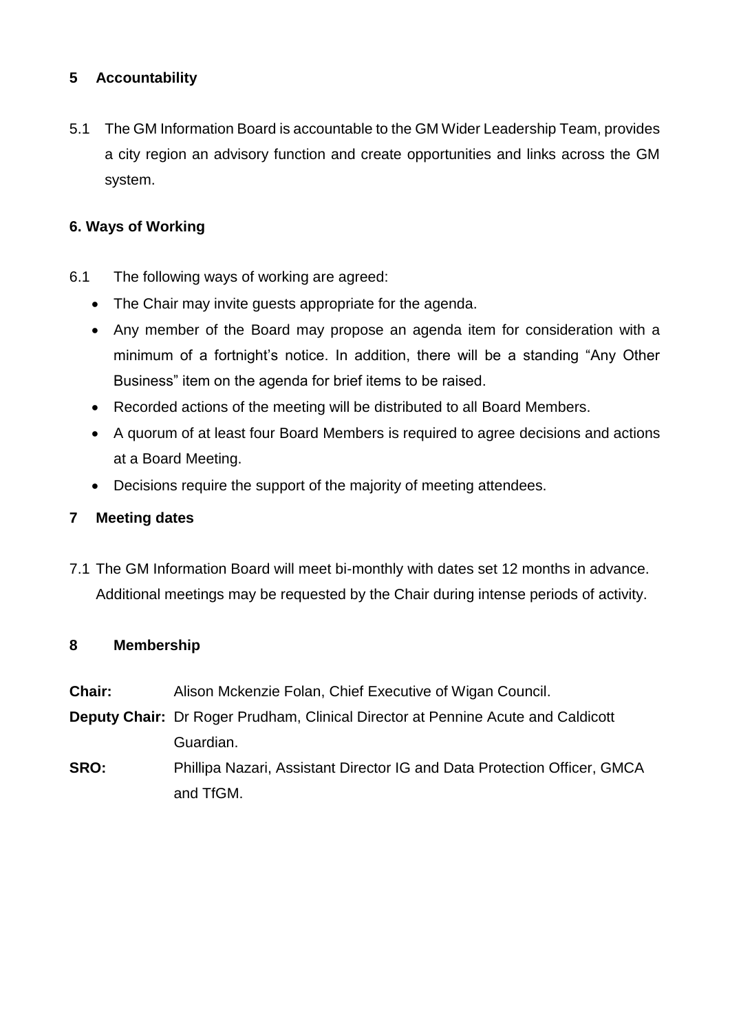## 5 Accountability

5.1 The GM Information Board is accountable to the GM Wider Leadership Team, provides a city region an advisory function and create opportunities and links across the GM system.

## 6. Ways of Working

6.1 The following ways of working are agreed:

- The Chair may invite guests appropriate for the agenda.
- Any member of the Board may propose an agenda item for consideration with a minimum of a fortnight's notice. In addition, there will be a standing "Any Other Business" item on the agenda for brief items to be raised.
- Recorded actions of the meeting will be distributed to all Board Members.
- A quorum of at least four Board Members is required to agree decisions and actions at a Board Meeting.
- Decisions require the support of the majority of meeting attendees.

## 7 Meeting dates

7.1 The GM Information Board will meet bi-monthly with dates set 12 months in advance. Additional meetings may be requested by the Chair during intense periods of activity.

## 8 Membership

**Chair:** Alison Mckenzie Folan, Chief Executive of Wigan Council.

**Deputy Chair:** Dr Roger Prudham, Clinical Director at Pennine Acute and Caldicott Guardian.

**SRO:** Phillipa Nazari, Assistant Director IG and Data Protection Officer, GMCA and TfGM.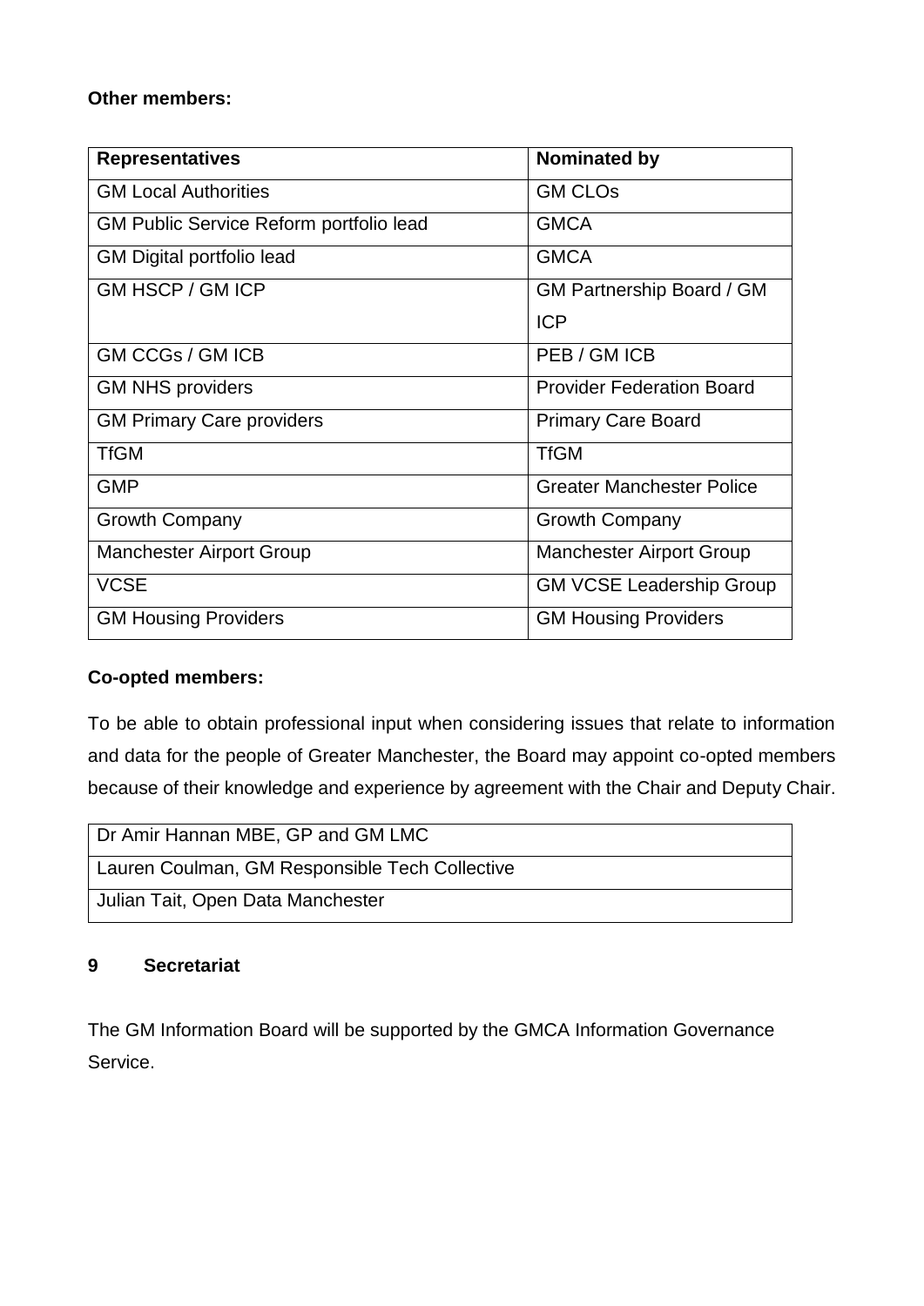**Other members:**

| Representatives | Nominated by |
|---|---|
| GM Local Authorities | GM CLOs |
| GM Public Service Reform portfolio lead | GMCA |
| GM Digital portfolio lead | GMCA |
| GM HSCP / GM ICP | GM Partnership Board / GM ICP |
| GM CCGs / GM ICB | PEB / GM ICB |
| GM NHS providers | Provider Federation Board |
| GM Primary Care providers | Primary Care Board |
| TfGM | TfGM |
| GMP | Greater Manchester Police |
| Growth Company | Growth Company |
| Manchester Airport Group | Manchester Airport Group |
| VCSE | GM VCSE Leadership Group |
| GM Housing Providers | GM Housing Providers |

**Co-opted members:**

To be able to obtain professional input when considering issues that relate to information and data for the people of Greater Manchester, the Board may appoint co-opted members because of their knowledge and experience by agreement with the Chair and Deputy Chair.

| |
|---|
| Dr Amir Hannan MBE, GP and GM LMC |
| Lauren Coulman, GM Responsible Tech Collective |
| Julian Tait, Open Data Manchester |

## 9 Secretariat

The GM Information Board will be supported by the GMCA Information Governance Service.